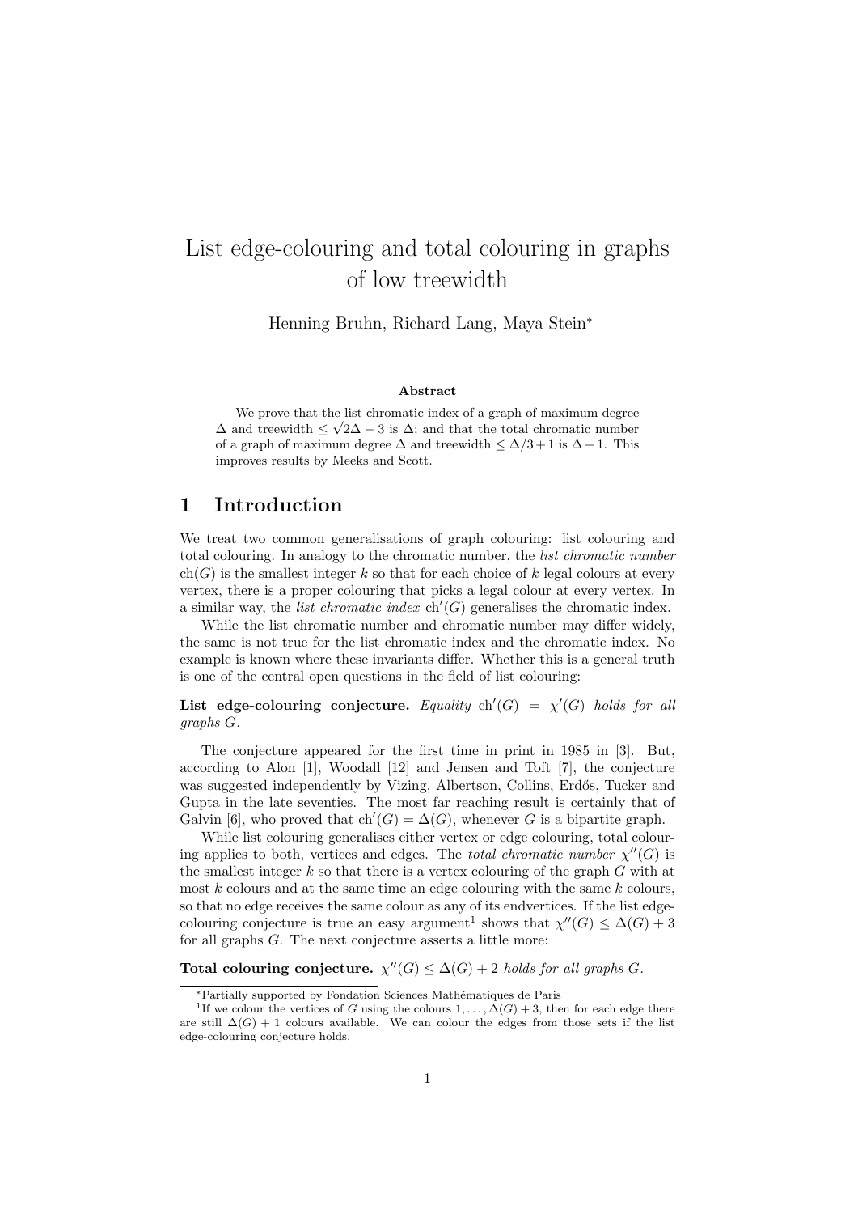# List edge-colouring and total colouring in graphs of low treewidth

Henning Bruhn, Richard Lang, Maya Stein*

### Abstract

We prove that the list chromatic index of a graph of maximum degree $\Delta$ and treewidth $\leq \sqrt{2\Delta} - 3$ is $\Delta$; and that the total chromatic number of a graph of maximum degree $\Delta$ and treewidth $\leq \Delta/3+1$ is $\Delta+1$. This improves results by Meeks and Scott.

## 1 Introduction

We treat two common generalisations of graph colouring: list colouring and total colouring. In analogy to the chromatic number, the *list chromatic number* $\text{ch}(G)$ is the smallest integer $k$ so that for each choice of $k$ legal colours at every vertex, there is a proper colouring that picks a legal colour at every vertex. In a similar way, the *list chromatic index* $\text{ch}'(G)$ generalises the chromatic index.

While the list chromatic number and chromatic number may differ widely, the same is not true for the list chromatic index and the chromatic index. No example is known where these invariants differ. Whether this is a general truth is one of the central open questions in the field of list colouring:

**List edge-colouring conjecture.** *Equality* $\text{ch}'(G) = \chi'(G)$ *holds for all graphs* $G$.

The conjecture appeared for the first time in print in 1985 in [3]. But, according to Alon [1], Woodall [12] and Jensen and Toft [7], the conjecture was suggested independently by Vizing, Albertson, Collins, Erdős, Tucker and Gupta in the late seventies. The most far reaching result is certainly that of Galvin [6], who proved that $\text{ch}'(G) = \Delta(G)$, whenever $G$ is a bipartite graph.

While list colouring generalises either vertex or edge colouring, total colouring applies to both, vertices and edges. The *total chromatic number* $\chi''(G)$ is the smallest integer $k$ so that there is a vertex colouring of the graph $G$ with at most $k$ colours and at the same time an edge colouring with the same $k$ colours, so that no edge receives the same colour as any of its endvertices. If the list edge-colouring conjecture is true an easy argument[1] shows that $\chi''(G) \leq \Delta(G) + 3$ for all graphs $G$. The next conjecture asserts a little more:

**Total colouring conjecture.** $\chi''(G) \leq \Delta(G) + 2$ *holds for all graphs* $G$.

*Partially supported by Fondation Sciences Mathématiques de Paris

[1] If we colour the vertices of $G$ using the colours $1, \ldots, \Delta(G) + 3$, then for each edge there are still $\Delta(G) + 1$ colours available. We can colour the edges from those sets if the list edge-colouring conjecture holds.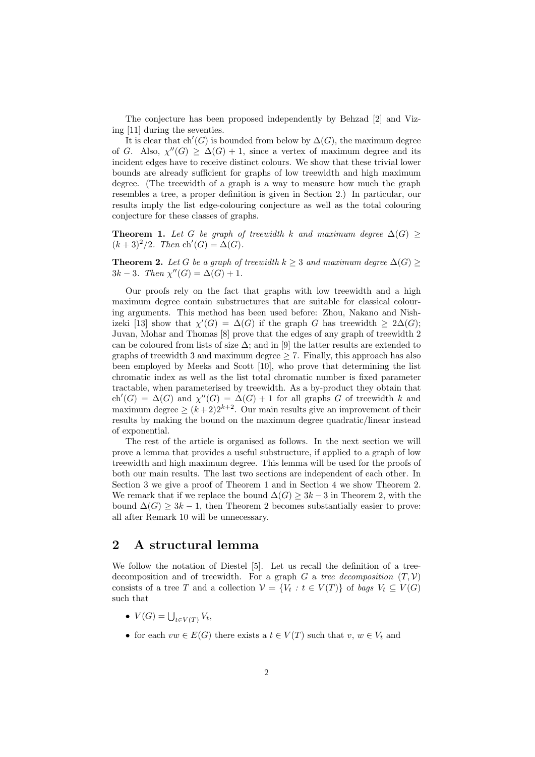The conjecture has been proposed independently by Behzad [2] and Vizing [11] during the seventies.

It is clear that $\text{ch}'(G)$ is bounded from below by $\Delta(G)$, the maximum degree of $G$. Also, $\chi''(G) \geq \Delta(G) + 1$, since a vertex of maximum degree and its incident edges have to receive distinct colours. We show that these trivial lower bounds are already sufficient for graphs of low treewidth and high maximum degree. (The treewidth of a graph is a way to measure how much the graph resembles a tree, a proper definition is given in Section 2.) In particular, our results imply the list edge-colouring conjecture as well as the total colouring conjecture for these classes of graphs.

**Theorem 1.** *Let $G$ be graph of treewidth $k$ and maximum degree $\Delta(G) \geq (k+3)^2/2$. Then $\text{ch}'(G) = \Delta(G)$.*

**Theorem 2.** *Let $G$ be a graph of treewidth $k \geq 3$ and maximum degree $\Delta(G) \geq 3k - 3$. Then $\chi''(G) = \Delta(G) + 1$.*

Our proofs rely on the fact that graphs with low treewidth and a high maximum degree contain substructures that are suitable for classical colouring arguments. This method has been used before: Zhou, Nakano and Nishizeki [13] show that $\chi'(G) = \Delta(G)$ if the graph $G$ has treewidth $\geq 2\Delta(G)$; Juvan, Mohar and Thomas [8] prove that the edges of any graph of treewidth 2 can be coloured from lists of size $\Delta$; and in [9] the latter results are extended to graphs of treewidth 3 and maximum degree $\geq 7$. Finally, this approach has also been employed by Meeks and Scott [10], who prove that determining the list chromatic index as well as the list total chromatic number is fixed parameter tractable, when parameterised by treewidth. As a by-product they obtain that $\text{ch}'(G) = \Delta(G)$ and $\chi''(G) = \Delta(G) + 1$ for all graphs $G$ of treewidth $k$ and maximum degree $\geq (k+2)2^{k+2}$. Our main results give an improvement of their results by making the bound on the maximum degree quadratic/linear instead of exponential.

The rest of the article is organised as follows. In the next section we will prove a lemma that provides a useful substructure, if applied to a graph of low treewidth and high maximum degree. This lemma will be used for the proofs of both our main results. The last two sections are independent of each other. In Section 3 we give a proof of Theorem 1 and in Section 4 we show Theorem 2. We remark that if we replace the bound $\Delta(G) \geq 3k - 3$ in Theorem 2, with the bound $\Delta(G) \geq 3k - 1$, then Theorem 2 becomes substantially easier to prove: all after Remark 10 will be unnecessary.

## 2 A structural lemma

We follow the notation of Diestel [5]. Let us recall the definition of a tree-decomposition and of treewidth. For a graph $G$ a *tree decomposition* $(T, \mathcal{V})$ consists of a tree $T$ and a collection $\mathcal{V} = \{V_t : t \in V(T)\}$ of *bags* $V_t \subseteq V(G)$ such that

- $V(G) = \bigcup_{t \in V(T)} V_t$,
- for each $vw \in E(G)$ there exists a $t \in V(T)$ such that $v$, $w \in V_t$ and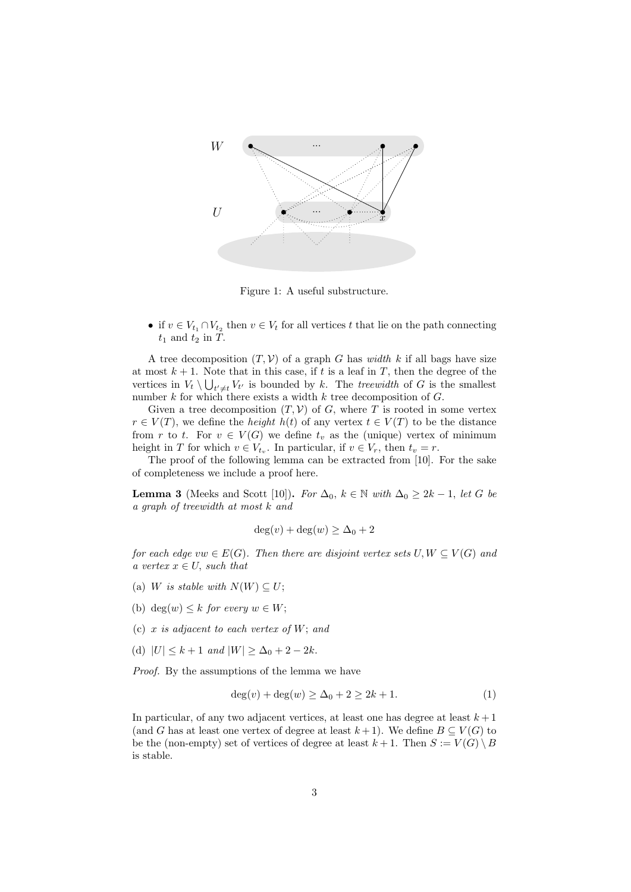Figure 1: A useful substructure.

- if $v \in V_{t_1} \cap V_{t_2}$ then $v \in V_t$ for all vertices $t$ that lie on the path connecting $t_1$ and $t_2$ in $T$.

A tree decomposition $(T, \mathcal{V})$ of a graph $G$ has *width* $k$ if all bags have size at most $k+1$. Note that in this case, if $t$ is a leaf in $T$, then the degree of the vertices in $V_t \setminus \bigcup_{t' \neq t} V_{t'}$ is bounded by $k$. The *treewidth* of $G$ is the smallest number $k$ for which there exists a width $k$ tree decomposition of $G$.

Given a tree decomposition $(T, \mathcal{V})$ of $G$, where $T$ is rooted in some vertex $r \in V(T)$, we define the *height* $h(t)$ of any vertex $t \in V(T)$ to be the distance from $r$ to $t$. For $v \in V(G)$ we define $t_v$ as the (unique) vertex of minimum height in $T$ for which $v \in V_{t_v}$. In particular, if $v \in V_r$, then $t_v = r$.

The proof of the following lemma can be extracted from [10]. For the sake of completeness we include a proof here.

**Lemma 3** (Meeks and Scott [10])**.** *For $\Delta_0$, $k \in \mathbb{N}$ with $\Delta_0 \geq 2k-1$, let $G$ be a graph of treewidth at most $k$ and*

$$\deg(v) + \deg(w) \geq \Delta_0 + 2$$

*for each edge $vw \in E(G)$. Then there are disjoint vertex sets $U, W \subseteq V(G)$ and a vertex $x \in U$, such that*

(a) *$W$ is stable with $N(W) \subseteq U$;*

(b) *$\deg(w) \leq k$ for every $w \in W$;*

(c) *$x$ is adjacent to each vertex of $W$; and*

(d) *$|U| \leq k+1$ and $|W| \geq \Delta_0 + 2 - 2k$.*

*Proof.* By the assumptions of the lemma we have

$$\deg(v) + \deg(w) \geq \Delta_0 + 2 \geq 2k + 1. \tag{1}$$

In particular, of any two adjacent vertices, at least one has degree at least $k+1$ (and $G$ has at least one vertex of degree at least $k+1$). We define $B \subseteq V(G)$ to be the (non-empty) set of vertices of degree at least $k+1$. Then $S := V(G) \setminus B$ is stable.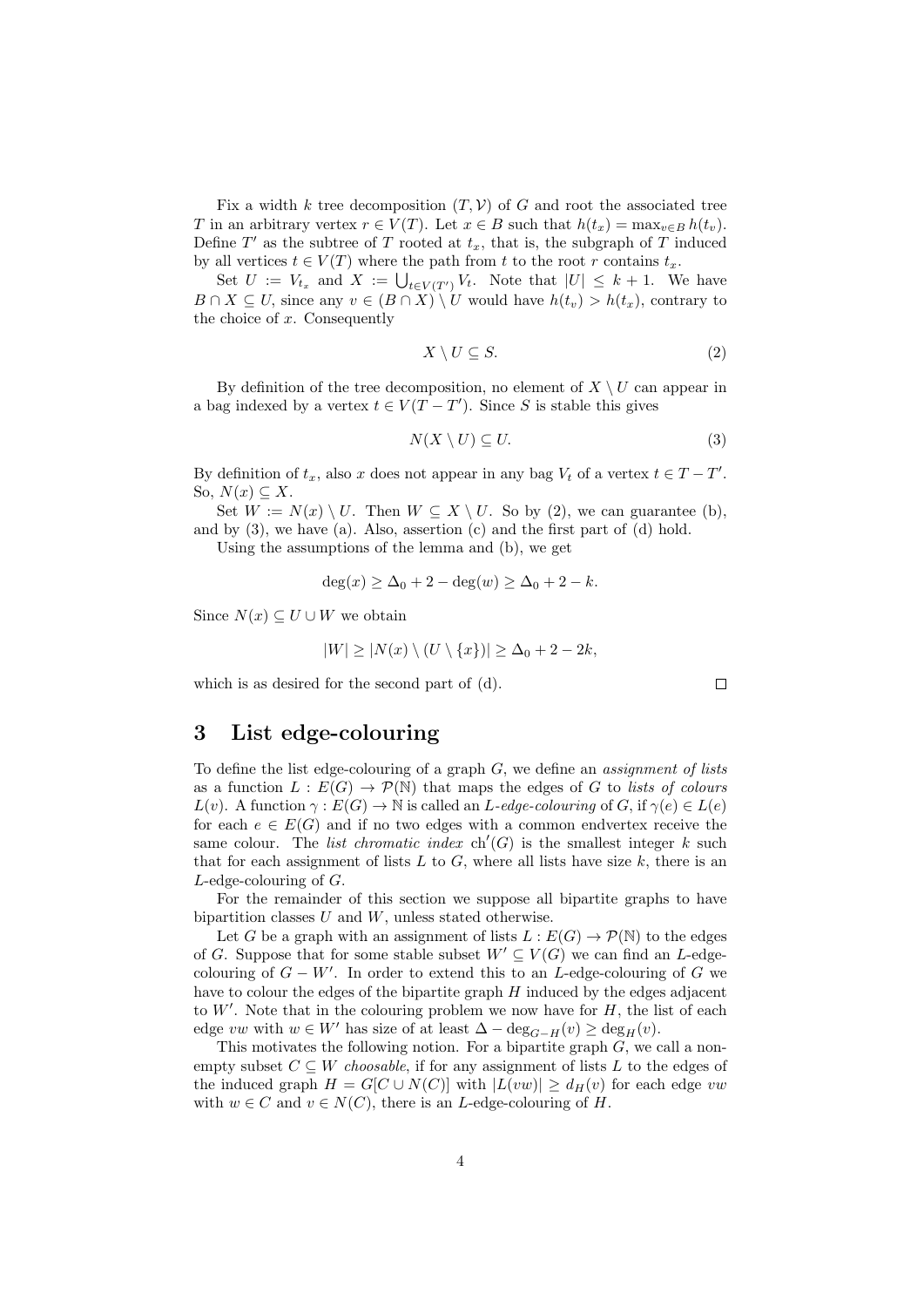Fix a width $k$ tree decomposition $(T, \mathcal{V})$ of $G$ and root the associated tree $T$ in an arbitrary vertex $r \in V(T)$. Let $x \in B$ such that $h(t_x) = \max_{v \in B} h(t_v)$. Define $T'$ as the subtree of $T$ rooted at $t_x$, that is, the subgraph of $T$ induced by all vertices $t \in V(T)$ where the path from $t$ to the root $r$ contains $t_x$.

Set $U := V_{t_x}$ and $X := \bigcup_{t \in V(T')} V_t$. Note that $|U| \leq k+1$. We have $B \cap X \subseteq U$, since any $v \in (B \cap X) \setminus U$ would have $h(t_v) > h(t_x)$, contrary to the choice of $x$. Consequently

$$X \setminus U \subseteq S. \tag{2}$$

By definition of the tree decomposition, no element of $X \setminus U$ can appear in a bag indexed by a vertex $t \in V(T - T')$. Since $S$ is stable this gives

$$N(X \setminus U) \subseteq U. \tag{3}$$

By definition of $t_x$, also $x$ does not appear in any bag $V_t$ of a vertex $t \in T - T'$. So, $N(x) \subseteq X$.

Set $W := N(x) \setminus U$. Then $W \subseteq X \setminus U$. So by (2), we can guarantee (b), and by (3), we have (a). Also, assertion (c) and the first part of (d) hold.

Using the assumptions of the lemma and (b), we get

$$\deg(x) \geq \Delta_0 + 2 - \deg(w) \geq \Delta_0 + 2 - k.$$

Since $N(x) \subseteq U \cup W$ we obtain

$$|W| \geq |N(x) \setminus (U \setminus \{x\})| \geq \Delta_0 + 2 - 2k,$$

which is as desired for the second part of (d). $\square$

## 3 List edge-colouring

To define the list edge-colouring of a graph $G$, we define an *assignment of lists* as a function $L : E(G) \to \mathcal{P}(\mathbb{N})$ that maps the edges of $G$ to *lists of colours* $L(v)$. A function $\gamma : E(G) \to \mathbb{N}$ is called an $L$*-edge-colouring* of $G$, if $\gamma(e) \in L(e)$ for each $e \in E(G)$ and if no two edges with a common endvertex receive the same colour. The *list chromatic index* $\mathrm{ch}'(G)$ is the smallest integer $k$ such that for each assignment of lists $L$ to $G$, where all lists have size $k$, there is an $L$-edge-colouring of $G$.

For the remainder of this section we suppose all bipartite graphs to have bipartition classes $U$ and $W$, unless stated otherwise.

Let $G$ be a graph with an assignment of lists $L : E(G) \to \mathcal{P}(\mathbb{N})$ to the edges of $G$. Suppose that for some stable subset $W' \subseteq V(G)$ we can find an $L$-edge-colouring of $G - W'$. In order to extend this to an $L$-edge-colouring of $G$ we have to colour the edges of the bipartite graph $H$ induced by the edges adjacent to $W'$. Note that in the colouring problem we now have for $H$, the list of each edge $vw$ with $w \in W'$ has size of at least $\Delta - \deg_{G-H}(v) \geq \deg_H(v)$.

This motivates the following notion. For a bipartite graph $G$, we call a non-empty subset $C \subseteq W$ *choosable*, if for any assignment of lists $L$ to the edges of the induced graph $H = G[C \cup N(C)]$ with $|L(vw)| \geq d_H(v)$ for each edge $vw$ with $w \in C$ and $v \in N(C)$, there is an $L$-edge-colouring of $H$.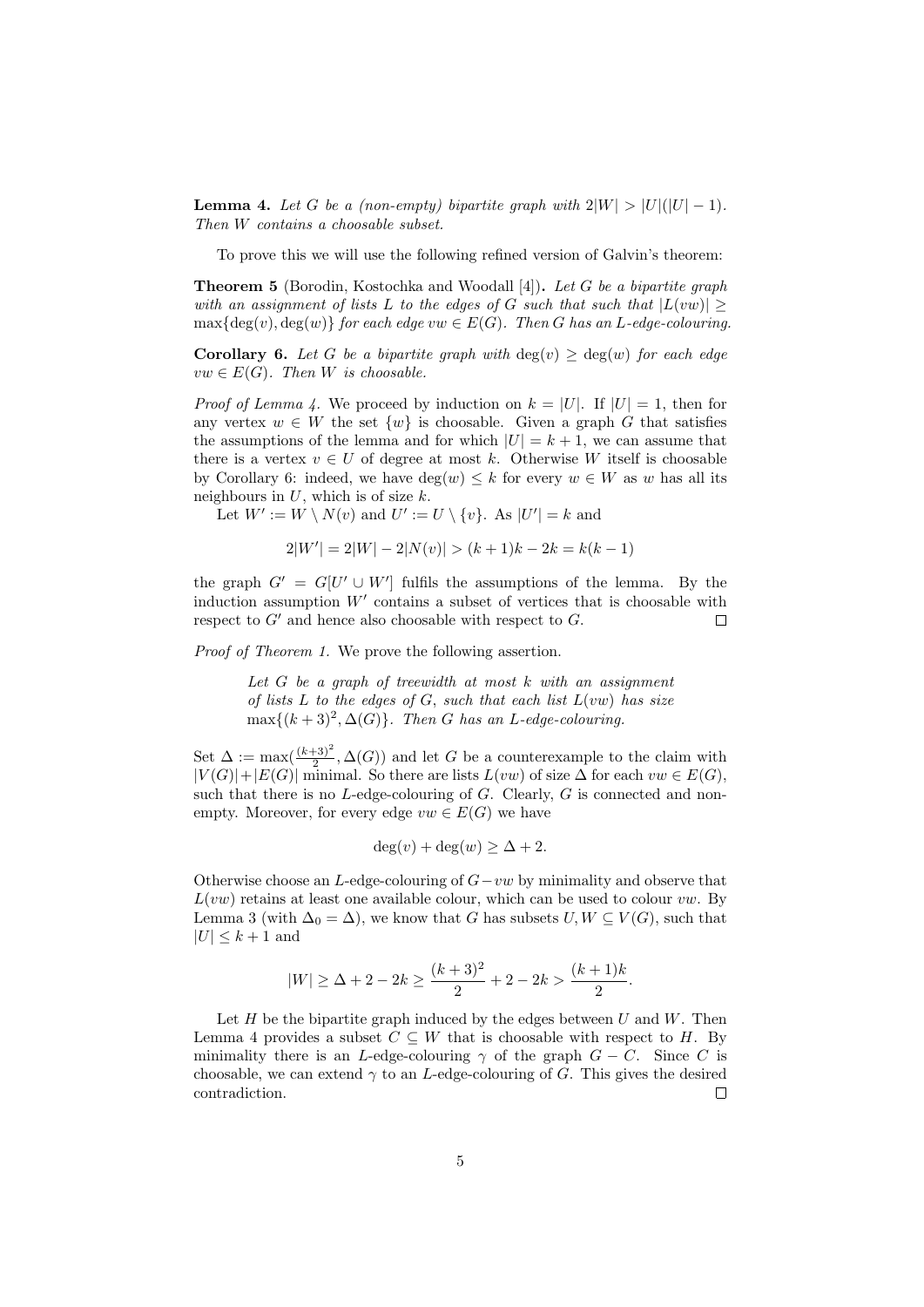**Lemma 4.** *Let $G$ be a (non-empty) bipartite graph with $2|W| > |U|(|U|-1)$. Then $W$ contains a choosable subset.*

To prove this we will use the following refined version of Galvin's theorem:

**Theorem 5** (Borodin, Kostochka and Woodall [4])**.** *Let $G$ be a bipartite graph with an assignment of lists $L$ to the edges of $G$ such that such that $|L(vw)| \geq \max\{\deg(v), \deg(w)\}$ for each edge $vw \in E(G)$. Then $G$ has an $L$-edge-colouring.*

**Corollary 6.** *Let $G$ be a bipartite graph with $\deg(v) \geq \deg(w)$ for each edge $vw \in E(G)$. Then $W$ is choosable.*

*Proof of Lemma 4.* We proceed by induction on $k = |U|$. If $|U| = 1$, then for any vertex $w \in W$ the set $\{w\}$ is choosable. Given a graph $G$ that satisfies the assumptions of the lemma and for which $|U| = k+1$, we can assume that there is a vertex $v \in U$ of degree at most $k$. Otherwise $W$ itself is choosable by Corollary 6: indeed, we have $\deg(w) \leq k$ for every $w \in W$ as $w$ has all its neighbours in $U$, which is of size $k$.

Let $W' := W \setminus N(v)$ and $U' := U \setminus \{v\}$. As $|U'| = k$ and

$$2|W'| = 2|W| - 2|N(v)| > (k+1)k - 2k = k(k-1)$$

the graph $G' = G[U' \cup W']$ fulfils the assumptions of the lemma. By the induction assumption $W'$ contains a subset of vertices that is choosable with respect to $G'$ and hence also choosable with respect to $G$. $\square$

*Proof of Theorem 1.* We prove the following assertion.

> *Let $G$ be a graph of treewidth at most $k$ with an assignment of lists $L$ to the edges of $G$, such that each list $L(vw)$ has size $\max\{(k+3)^2, \Delta(G)\}$. Then $G$ has an $L$-edge-colouring.*

Set $\Delta := \max(\frac{(k+3)^2}{2}, \Delta(G))$ and let $G$ be a counterexample to the claim with $|V(G)|+|E(G)|$ minimal. So there are lists $L(vw)$ of size $\Delta$ for each $vw \in E(G)$, such that there is no $L$-edge-colouring of $G$. Clearly, $G$ is connected and non-empty. Moreover, for every edge $vw \in E(G)$ we have

$$\deg(v) + \deg(w) \geq \Delta + 2.$$

Otherwise choose an $L$-edge-colouring of $G - vw$ by minimality and observe that $L(vw)$ retains at least one available colour, which can be used to colour $vw$. By Lemma 3 (with $\Delta_0 = \Delta$), we know that $G$ has subsets $U, W \subseteq V(G)$, such that $|U| \leq k+1$ and

$$|W| \geq \Delta + 2 - 2k \geq \frac{(k+3)^2}{2} + 2 - 2k > \frac{(k+1)k}{2}.$$

Let $H$ be the bipartite graph induced by the edges between $U$ and $W$. Then Lemma 4 provides a subset $C \subseteq W$ that is choosable with respect to $H$. By minimality there is an $L$-edge-colouring $\gamma$ of the graph $G - C$. Since $C$ is choosable, we can extend $\gamma$ to an $L$-edge-colouring of $G$. This gives the desired contradiction. $\square$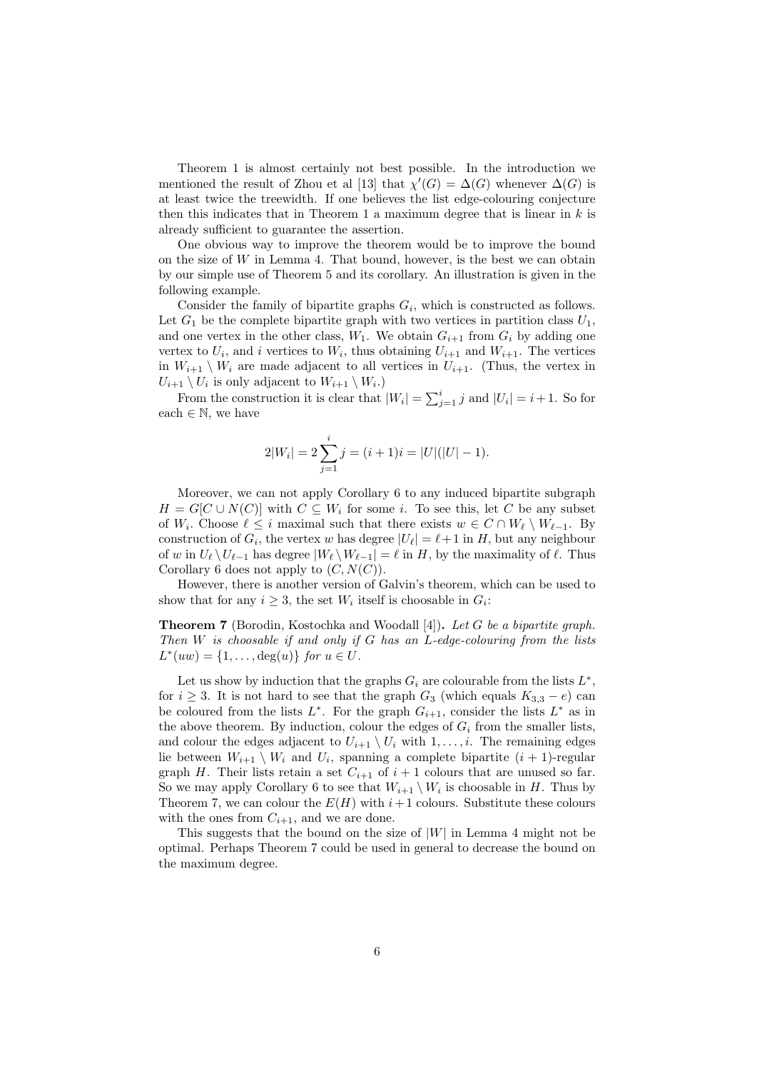Theorem 1 is almost certainly not best possible. In the introduction we mentioned the result of Zhou et al [13] that $\chi'(G) = \Delta(G)$ whenever $\Delta(G)$ is at least twice the treewidth. If one believes the list edge-colouring conjecture then this indicates that in Theorem 1 a maximum degree that is linear in $k$ is already sufficient to guarantee the assertion.

One obvious way to improve the theorem would be to improve the bound on the size of $W$ in Lemma 4. That bound, however, is the best we can obtain by our simple use of Theorem 5 and its corollary. An illustration is given in the following example.

Consider the family of bipartite graphs $G_i$, which is constructed as follows. Let $G_1$ be the complete bipartite graph with two vertices in partition class $U_1$, and one vertex in the other class, $W_1$. We obtain $G_{i+1}$ from $G_i$ by adding one vertex to $U_i$, and $i$ vertices to $W_i$, thus obtaining $U_{i+1}$ and $W_{i+1}$. The vertices in $W_{i+1} \setminus W_i$ are made adjacent to all vertices in $U_{i+1}$. (Thus, the vertex in $U_{i+1} \setminus U_i$ is only adjacent to $W_{i+1} \setminus W_i$.)

From the construction it is clear that $|W_i| = \sum_{j=1}^{i} j$ and $|U_i| = i+1$. So for each $\in \mathbb{N}$, we have

$$2|W_i| = 2\sum_{j=1}^{i} j = (i+1)i = |U|(|U|-1).$$

Moreover, we can not apply Corollary 6 to any induced bipartite subgraph $H = G[C \cup N(C)]$ with $C \subseteq W_i$ for some $i$. To see this, let $C$ be any subset of $W_i$. Choose $\ell \leq i$ maximal such that there exists $w \in C \cap W_\ell \setminus W_{\ell-1}$. By construction of $G_i$, the vertex $w$ has degree $|U_\ell| = \ell+1$ in $H$, but any neighbour of $w$ in $U_\ell \setminus U_{\ell-1}$ has degree $|W_\ell \setminus W_{\ell-1}| = \ell$ in $H$, by the maximality of $\ell$. Thus Corollary 6 does not apply to $(C, N(C))$.

However, there is another version of Galvin's theorem, which can be used to show that for any $i \geq 3$, the set $W_i$ itself is choosable in $G_i$:

**Theorem 7** (Borodin, Kostochka and Woodall [4])**.** *Let $G$ be a bipartite graph. Then $W$ is choosable if and only if $G$ has an $L$-edge-colouring from the lists $L^*(uw) = \{1, \ldots, \deg(u)\}$ for $u \in U$.*

Let us show by induction that the graphs $G_i$ are colourable from the lists $L^*$, for $i \geq 3$. It is not hard to see that the graph $G_3$ (which equals $K_{3,3} - e$) can be coloured from the lists $L^*$. For the graph $G_{i+1}$, consider the lists $L^*$ as in the above theorem. By induction, colour the edges of $G_i$ from the smaller lists, and colour the edges adjacent to $U_{i+1} \setminus U_i$ with $1, \ldots, i$. The remaining edges lie between $W_{i+1} \setminus W_i$ and $U_i$, spanning a complete bipartite $(i+1)$-regular graph $H$. Their lists retain a set $C_{i+1}$ of $i+1$ colours that are unused so far. So we may apply Corollary 6 to see that $W_{i+1} \setminus W_i$ is choosable in $H$. Thus by Theorem 7, we can colour the $E(H)$ with $i+1$ colours. Substitute these colours with the ones from $C_{i+1}$, and we are done.

This suggests that the bound on the size of $|W|$ in Lemma 4 might not be optimal. Perhaps Theorem 7 could be used in general to decrease the bound on the maximum degree.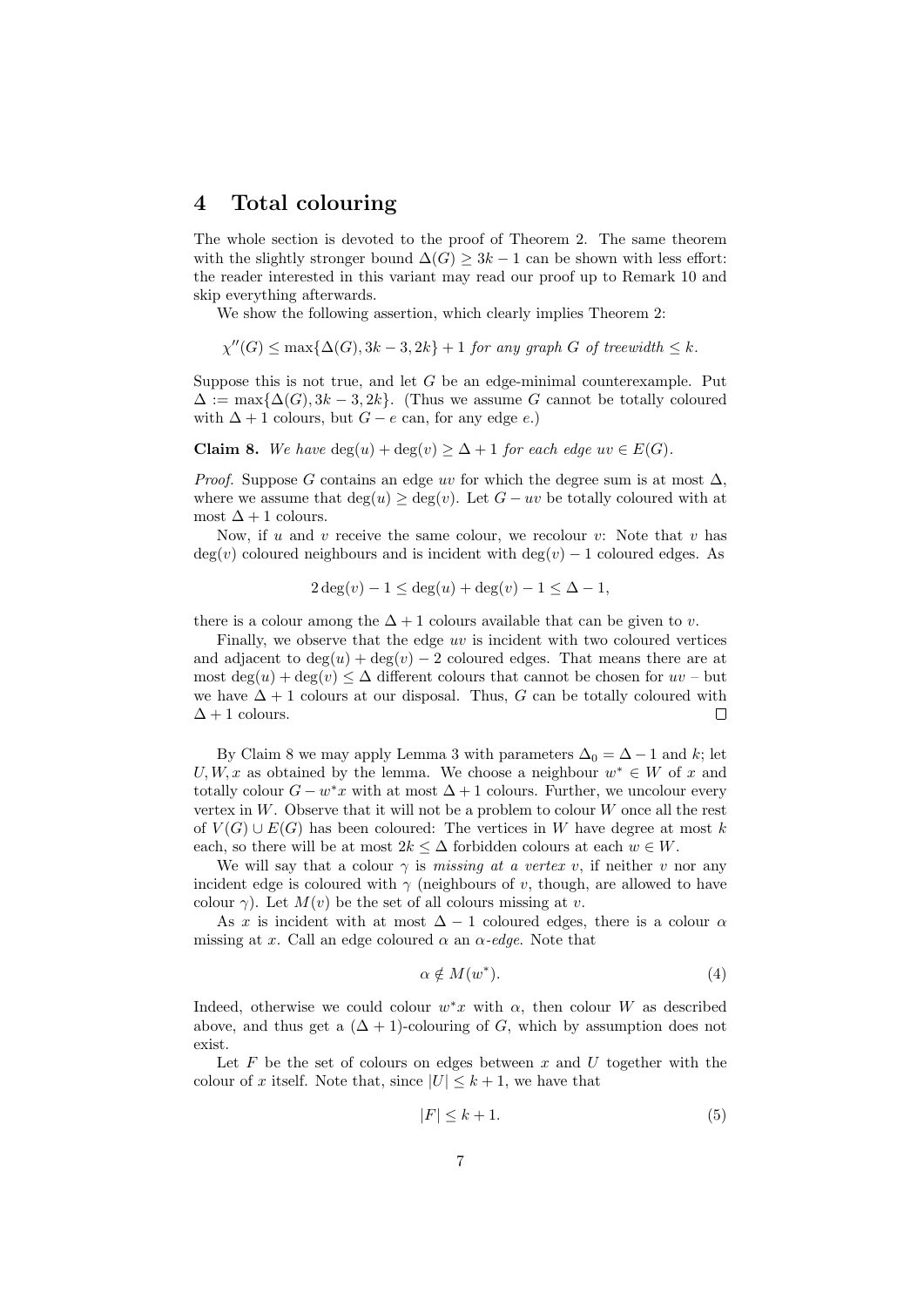# 4 Total colouring

The whole section is devoted to the proof of Theorem 2. The same theorem with the slightly stronger bound $\Delta(G) \geq 3k-1$ can be shown with less effort: the reader interested in this variant may read our proof up to Remark 10 and skip everything afterwards.

We show the following assertion, which clearly implies Theorem 2:

$$\chi''(G) \leq \max\{\Delta(G), 3k-3, 2k\} + 1 \text{ for any graph } G \text{ of treewidth} \leq k.$$

Suppose this is not true, and let $G$ be an edge-minimal counterexample. Put $\Delta := \max\{\Delta(G), 3k-3, 2k\}$. (Thus we assume $G$ cannot be totally coloured with $\Delta+1$ colours, but $G-e$ can, for any edge $e$.)

**Claim 8.** *We have* $\deg(u) + \deg(v) \geq \Delta + 1$ *for each edge* $uv \in E(G)$.

*Proof.* Suppose $G$ contains an edge $uv$ for which the degree sum is at most $\Delta$, where we assume that $\deg(u) \geq \deg(v)$. Let $G - uv$ be totally coloured with at most $\Delta + 1$ colours.

Now, if $u$ and $v$ receive the same colour, we recolour $v$: Note that $v$ has $\deg(v)$ coloured neighbours and is incident with $\deg(v) - 1$ coloured edges. As

$$2\deg(v) - 1 \leq \deg(u) + \deg(v) - 1 \leq \Delta - 1,$$

there is a colour among the $\Delta + 1$ colours available that can be given to $v$.

Finally, we observe that the edge $uv$ is incident with two coloured vertices and adjacent to $\deg(u) + \deg(v) - 2$ coloured edges. That means there are at most $\deg(u) + \deg(v) \leq \Delta$ different colours that cannot be chosen for $uv$ – but we have $\Delta + 1$ colours at our disposal. Thus, $G$ can be totally coloured with $\Delta + 1$ colours. □

By Claim 8 we may apply Lemma 3 with parameters $\Delta_0 = \Delta - 1$ and $k$; let $U, W, x$ as obtained by the lemma. We choose a neighbour $w^* \in W$ of $x$ and totally colour $G - w^*x$ with at most $\Delta + 1$ colours. Further, we uncolour every vertex in $W$. Observe that it will not be a problem to colour $W$ once all the rest of $V(G) \cup E(G)$ has been coloured: The vertices in $W$ have degree at most $k$ each, so there will be at most $2k \leq \Delta$ forbidden colours at each $w \in W$.

We will say that a colour $\gamma$ is *missing at a vertex* $v$, if neither $v$ nor any incident edge is coloured with $\gamma$ (neighbours of $v$, though, are allowed to have colour $\gamma$). Let $M(v)$ be the set of all colours missing at $v$.

As $x$ is incident with at most $\Delta - 1$ coloured edges, there is a colour $\alpha$ missing at $x$. Call an edge coloured $\alpha$ an *$\alpha$-edge*. Note that

$$\alpha \notin M(w^*). \tag{4}$$

Indeed, otherwise we could colour $w^*x$ with $\alpha$, then colour $W$ as described above, and thus get a $(\Delta + 1)$-colouring of $G$, which by assumption does not exist.

Let $F$ be the set of colours on edges between $x$ and $U$ together with the colour of $x$ itself. Note that, since $|U| \leq k + 1$, we have that

$$|F| \leq k + 1. \tag{5}$$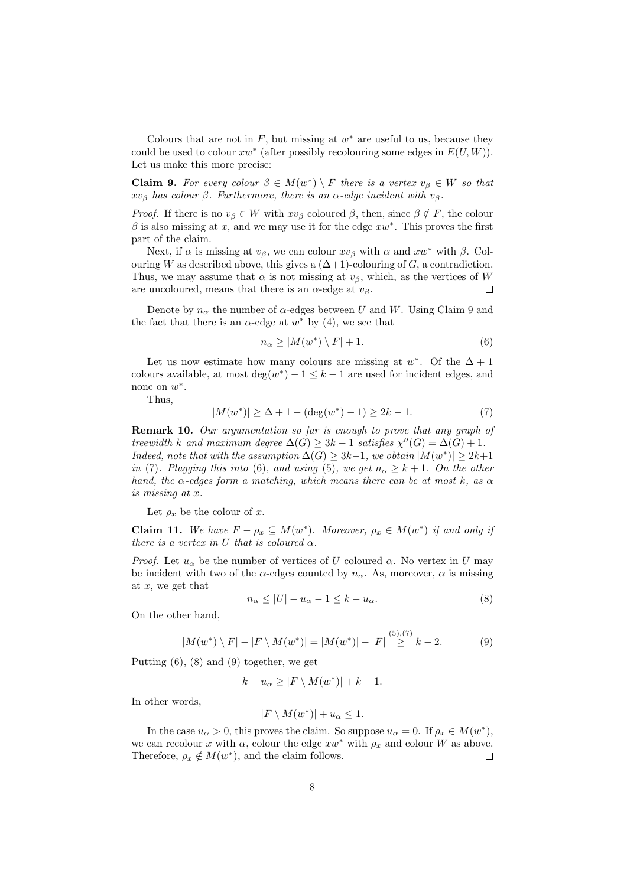Colours that are not in $F$, but missing at $w^*$ are useful to us, because they could be used to colour $xw^*$ (after possibly recolouring some edges in $E(U, W)$). Let us make this more precise:

**Claim 9.** *For every colour $\beta \in M(w^*) \setminus F$ there is a vertex $v_\beta \in W$ so that $xv_\beta$ has colour $\beta$. Furthermore, there is an $\alpha$-edge incident with $v_\beta$.*

*Proof.* If there is no $v_\beta \in W$ with $xv_\beta$ coloured $\beta$, then, since $\beta \notin F$, the colour $\beta$ is also missing at $x$, and we may use it for the edge $xw^*$. This proves the first part of the claim.

Next, if $\alpha$ is missing at $v_\beta$, we can colour $xv_\beta$ with $\alpha$ and $xw^*$ with $\beta$. Colouring $W$ as described above, this gives a $(\Delta+1)$-colouring of $G$, a contradiction. Thus, we may assume that $\alpha$ is not missing at $v_\beta$, which, as the vertices of $W$ are uncoloured, means that there is an $\alpha$-edge at $v_\beta$. $\square$

Denote by $n_\alpha$ the number of $\alpha$-edges between $U$ and $W$. Using Claim 9 and the fact that there is an $\alpha$-edge at $w^*$ by (4), we see that

$$n_\alpha \geq |M(w^*) \setminus F| + 1. \tag{6}$$

Let us now estimate how many colours are missing at $w^*$. Of the $\Delta + 1$ colours available, at most $\deg(w^*) - 1 \leq k - 1$ are used for incident edges, and none on $w^*$.

Thus,

$$|M(w^*)| \geq \Delta + 1 - (\deg(w^*) - 1) \geq 2k - 1. \tag{7}$$

**Remark 10.** *Our argumentation so far is enough to prove that any graph of treewidth $k$ and maximum degree $\Delta(G) \geq 3k - 1$ satisfies $\chi''(G) = \Delta(G) + 1$. Indeed, note that with the assumption $\Delta(G) \geq 3k-1$, we obtain $|M(w^*)| \geq 2k+1$ in (7). Plugging this into (6), and using (5), we get $n_\alpha \geq k + 1$. On the other hand, the $\alpha$-edges form a matching, which means there can be at most $k$, as $\alpha$ is missing at $x$.*

Let $\rho_x$ be the colour of $x$.

**Claim 11.** *We have $F - \rho_x \subseteq M(w^*)$. Moreover, $\rho_x \in M(w^*)$ if and only if there is a vertex in $U$ that is coloured $\alpha$.*

*Proof.* Let $u_\alpha$ be the number of vertices of $U$ coloured $\alpha$. No vertex in $U$ may be incident with two of the $\alpha$-edges counted by $n_\alpha$. As, moreover, $\alpha$ is missing at $x$, we get that

$$n_\alpha \leq |U| - u_\alpha - 1 \leq k - u_\alpha. \tag{8}$$

On the other hand,

$$|M(w^*) \setminus F| - |F \setminus M(w^*)| = |M(w^*)| - |F| \overset{(5),(7)}{\geq} k - 2. \tag{9}$$

Putting (6), (8) and (9) together, we get

$$k - u_\alpha \geq |F \setminus M(w^*)| + k - 1.$$

In other words,

$$|F \setminus M(w^*)| + u_\alpha \leq 1.$$

In the case $u_\alpha > 0$, this proves the claim. So suppose $u_\alpha = 0$. If $\rho_x \in M(w^*)$, we can recolour $x$ with $\alpha$, colour the edge $xw^*$ with $\rho_x$ and colour $W$ as above. Therefore, $\rho_x \notin M(w^*)$, and the claim follows. $\square$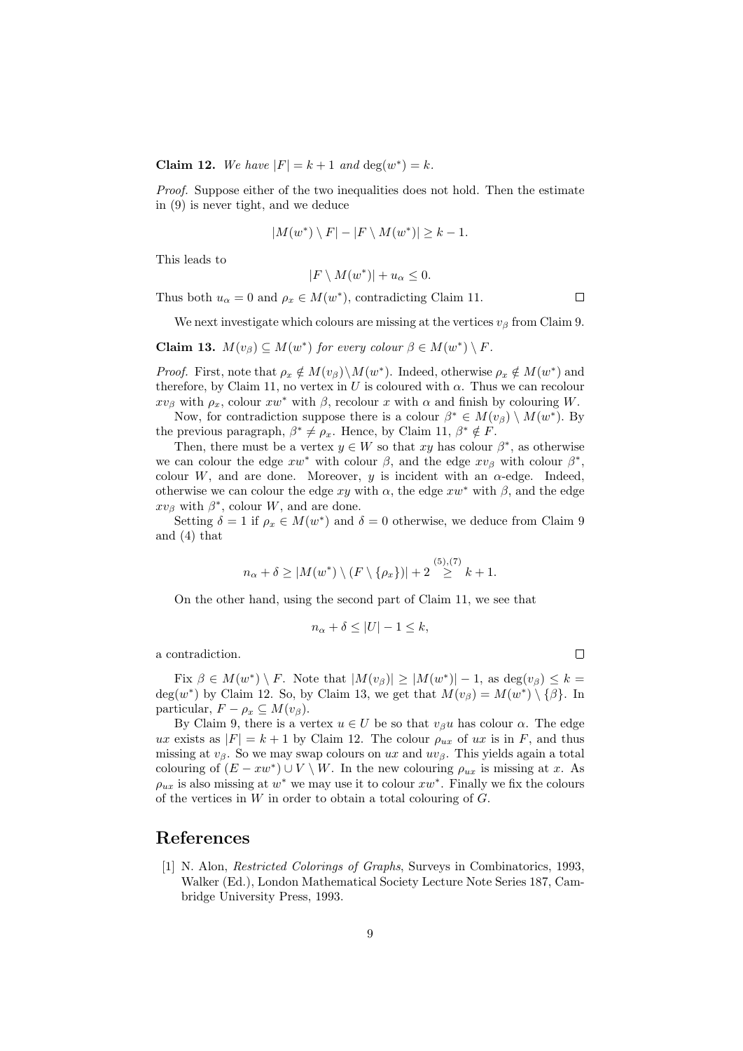**Claim 12.** *We have $|F| = k+1$ and $\deg(w^*) = k$.*

*Proof.* Suppose either of the two inequalities does not hold. Then the estimate in (9) is never tight, and we deduce

$$|M(w^*) \setminus F| - |F \setminus M(w^*)| \geq k - 1.$$

This leads to

$$|F \setminus M(w^*)| + u_\alpha \leq 0.$$

Thus both $u_\alpha = 0$ and $\rho_x \in M(w^*)$, contradicting Claim 11. □

We next investigate which colours are missing at the vertices $v_\beta$ from Claim 9.

**Claim 13.** *$M(v_\beta) \subseteq M(w^*)$ for every colour $\beta \in M(w^*) \setminus F$.*

*Proof.* First, note that $\rho_x \notin M(v_\beta) \setminus M(w^*)$. Indeed, otherwise $\rho_x \notin M(w^*)$ and therefore, by Claim 11, no vertex in $U$ is coloured with $\alpha$. Thus we can recolour $xv_\beta$ with $\rho_x$, colour $xw^*$ with $\beta$, recolour $x$ with $\alpha$ and finish by colouring $W$.

Now, for contradiction suppose there is a colour $\beta^* \in M(v_\beta) \setminus M(w^*)$. By the previous paragraph, $\beta^* \neq \rho_x$. Hence, by Claim 11, $\beta^* \notin F$.

Then, there must be a vertex $y \in W$ so that $xy$ has colour $\beta^*$, as otherwise we can colour the edge $xw^*$ with colour $\beta$, and the edge $xv_\beta$ with colour $\beta^*$, colour $W$, and are done. Moreover, $y$ is incident with an $\alpha$-edge. Indeed, otherwise we can colour the edge $xy$ with $\alpha$, the edge $xw^*$ with $\beta$, and the edge $xv_\beta$ with $\beta^*$, colour $W$, and are done.

Setting $\delta = 1$ if $\rho_x \in M(w^*)$ and $\delta = 0$ otherwise, we deduce from Claim 9 and (4) that

$$n_\alpha + \delta \geq |M(w^*) \setminus (F \setminus \{\rho_x\})| + 2 \overset{(5),(7)}{\geq} k + 1.$$

On the other hand, using the second part of Claim 11, we see that

$$n_\alpha + \delta \leq |U| - 1 \leq k,$$

a contradiction. □

Fix $\beta \in M(w^*) \setminus F$. Note that $|M(v_\beta)| \geq |M(w^*)| - 1$, as $\deg(v_\beta) \leq k = \deg(w^*)$ by Claim 12. So, by Claim 13, we get that $M(v_\beta) = M(w^*) \setminus \{\beta\}$. In particular, $F - \rho_x \subseteq M(v_\beta)$.

By Claim 9, there is a vertex $u \in U$ be so that $v_\beta u$ has colour $\alpha$. The edge $ux$ exists as $|F| = k+1$ by Claim 12. The colour $\rho_{ux}$ of $ux$ is in $F$, and thus missing at $v_\beta$. So we may swap colours on $ux$ and $uv_\beta$. This yields again a total colouring of $(E - xw^*) \cup V \setminus W$. In the new colouring $\rho_{ux}$ is missing at $x$. As $\rho_{ux}$ is also missing at $w^*$ we may use it to colour $xw^*$. Finally we fix the colours of the vertices in $W$ in order to obtain a total colouring of $G$.

# References

[1] N. Alon, *Restricted Colorings of Graphs*, Surveys in Combinatorics, 1993, Walker (Ed.), London Mathematical Society Lecture Note Series 187, Cambridge University Press, 1993.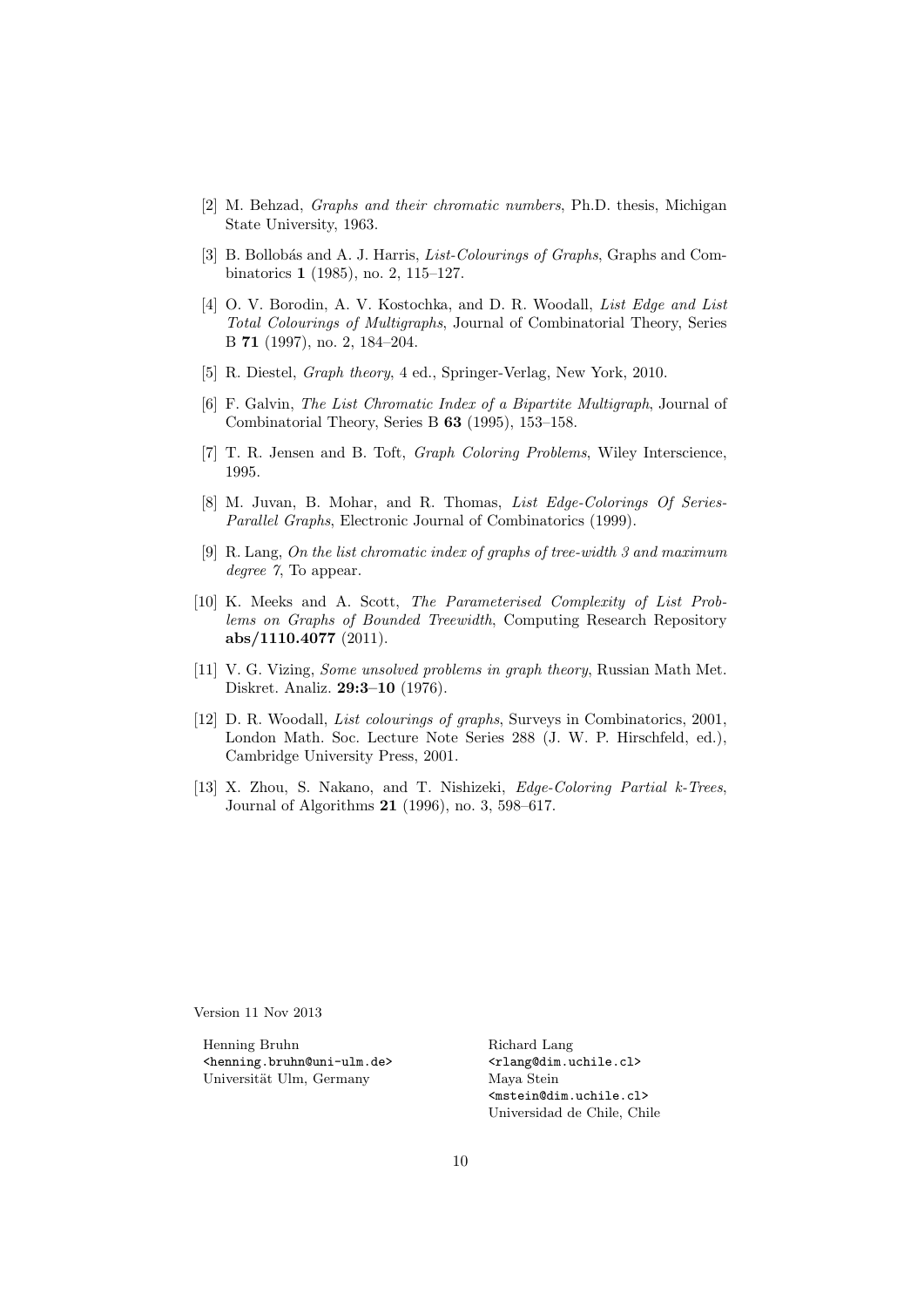[2] M. Behzad, *Graphs and their chromatic numbers*, Ph.D. thesis, Michigan State University, 1963.

[3] B. Bollobás and A. J. Harris, *List-Colourings of Graphs*, Graphs and Combinatorics **1** (1985), no. 2, 115–127.

[4] O. V. Borodin, A. V. Kostochka, and D. R. Woodall, *List Edge and List Total Colourings of Multigraphs*, Journal of Combinatorial Theory, Series B **71** (1997), no. 2, 184–204.

[5] R. Diestel, *Graph theory*, 4 ed., Springer-Verlag, New York, 2010.

[6] F. Galvin, *The List Chromatic Index of a Bipartite Multigraph*, Journal of Combinatorial Theory, Series B **63** (1995), 153–158.

[7] T. R. Jensen and B. Toft, *Graph Coloring Problems*, Wiley Interscience, 1995.

[8] M. Juvan, B. Mohar, and R. Thomas, *List Edge-Colorings Of Series-Parallel Graphs*, Electronic Journal of Combinatorics (1999).

[9] R. Lang, *On the list chromatic index of graphs of tree-width 3 and maximum degree 7*, To appear.

[10] K. Meeks and A. Scott, *The Parameterised Complexity of List Problems on Graphs of Bounded Treewidth*, Computing Research Repository **abs/1110.4077** (2011).

[11] V. G. Vizing, *Some unsolved problems in graph theory*, Russian Math Met. Diskret. Analiz. **29:3–10** (1976).

[12] D. R. Woodall, *List colourings of graphs*, Surveys in Combinatorics, 2001, London Math. Soc. Lecture Note Series 288 (J. W. P. Hirschfeld, ed.), Cambridge University Press, 2001.

[13] X. Zhou, S. Nakano, and T. Nishizeki, *Edge-Coloring Partial k-Trees*, Journal of Algorithms **21** (1996), no. 3, 598–617.

Version 11 Nov 2013

Henning Bruhn
<henning.bruhn@uni-ulm.de>
Universität Ulm, Germany

Richard Lang
<rlang@dim.uchile.cl>
Maya Stein
<mstein@dim.uchile.cl>
Universidad de Chile, Chile